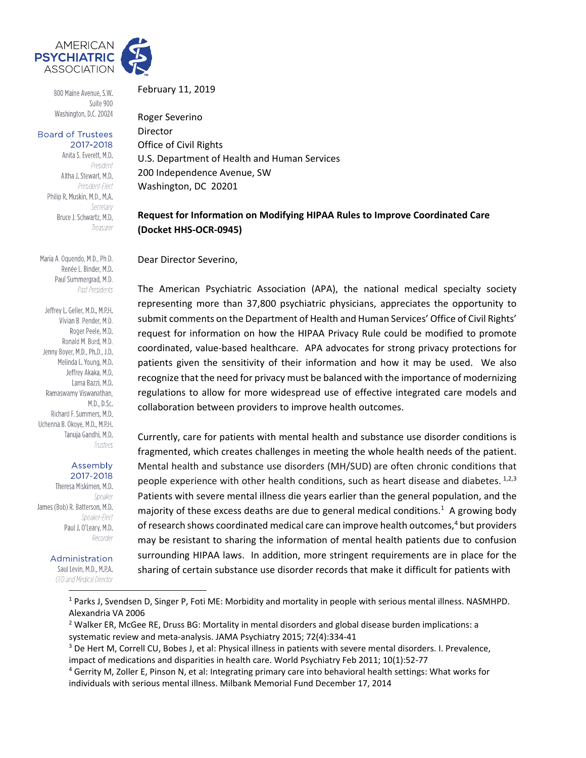AMERICAN PSYCHIATRIC ASSOCIATION

800 Maine Avenue, S.W.
Suite 900
Washington, D.C. 20024

**Board of Trustees 2017-2018**

Anita S. Everett, M.D.
*President*
Altha J. Stewart, M.D.
*President-Elect*
Philip R. Muskin, M.D., M.A.
*Secretary*
Bruce J. Schwartz, M.D.
*Treasurer*

Maria A. Oquendo, M.D., Ph.D.
Renée L. Binder, M.D.
Paul Summergrad, M.D.
*Past Presidents*

Jeffrey L. Geller, M.D., M.P.H.
Vivian B. Pender, M.D.
Roger Peele, M.D.
Ronald M. Burd, M.D.
Jenny Boyer, M.D., Ph.D., J.D.
Melinda L. Young, M.D.
Jeffrey Akaka, M.D.
Lama Bazzi, M.D.
Ramaswamy Viswanathan, M.D., D.Sc.
Richard F. Summers, M.D.
Uchenna B. Okoye, M.D., M.P.H.
Tanuja Gandhi, M.D.
*Trustees*

**Assembly 2017-2018**

Theresa Miskimen, M.D.
*Speaker*
James (Bob) R. Batterson, M.D.
*Speaker-Elect*
Paul J. O'Leary, M.D.
*Recorder*

**Administration**

Saul Levin, M.D., M.P.A.
*CEO and Medical Director*

February 11, 2019

Roger Severino
Director
Office of Civil Rights
U.S. Department of Health and Human Services
200 Independence Avenue, SW
Washington, DC 20201

**Request for Information on Modifying HIPAA Rules to Improve Coordinated Care (Docket HHS-OCR-0945)**

Dear Director Severino,

The American Psychiatric Association (APA), the national medical specialty society representing more than 37,800 psychiatric physicians, appreciates the opportunity to submit comments on the Department of Health and Human Services' Office of Civil Rights' request for information on how the HIPAA Privacy Rule could be modified to promote coordinated, value-based healthcare. APA advocates for strong privacy protections for patients given the sensitivity of their information and how it may be used. We also recognize that the need for privacy must be balanced with the importance of modernizing regulations to allow for more widespread use of effective integrated care models and collaboration between providers to improve health outcomes.

Currently, care for patients with mental health and substance use disorder conditions is fragmented, which creates challenges in meeting the whole health needs of the patient. Mental health and substance use disorders (MH/SUD) are often chronic conditions that people experience with other health conditions, such as heart disease and diabetes.[1,2,3] Patients with severe mental illness die years earlier than the general population, and the majority of these excess deaths are due to general medical conditions.[1] A growing body of research shows coordinated medical care can improve health outcomes,[4] but providers may be resistant to sharing the information of mental health patients due to confusion surrounding HIPAA laws. In addition, more stringent requirements are in place for the sharing of certain substance use disorder records that make it difficult for patients with

---

[1] Parks J, Svendsen D, Singer P, Foti ME: Morbidity and mortality in people with serious mental illness. NASMHPD. Alexandria VA 2006

[2] Walker ER, McGee RE, Druss BG: Mortality in mental disorders and global disease burden implications: a systematic review and meta-analysis. JAMA Psychiatry 2015; 72(4):334-41

[3] De Hert M, Correll CU, Bobes J, et al: Physical illness in patients with severe mental disorders. I. Prevalence, impact of medications and disparities in health care. World Psychiatry Feb 2011; 10(1):52-77

[4] Gerrity M, Zoller E, Pinson N, et al: Integrating primary care into behavioral health settings: What works for individuals with serious mental illness. Milbank Memorial Fund December 17, 2014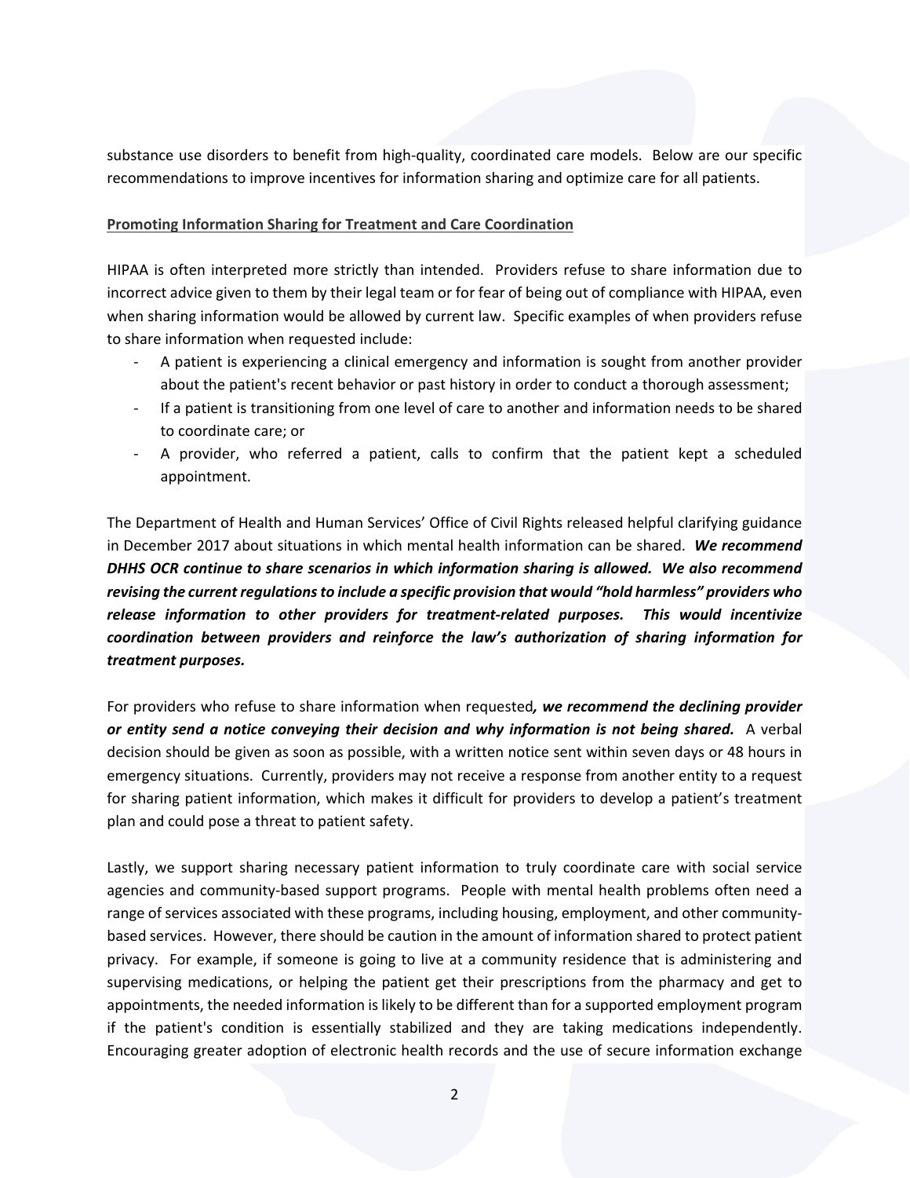substance use disorders to benefit from high-quality, coordinated care models. Below are our specific recommendations to improve incentives for information sharing and optimize care for all patients.

**Promoting Information Sharing for Treatment and Care Coordination**

HIPAA is often interpreted more strictly than intended. Providers refuse to share information due to incorrect advice given to them by their legal team or for fear of being out of compliance with HIPAA, even when sharing information would be allowed by current law. Specific examples of when providers refuse to share information when requested include:

- A patient is experiencing a clinical emergency and information is sought from another provider about the patient's recent behavior or past history in order to conduct a thorough assessment;
- If a patient is transitioning from one level of care to another and information needs to be shared to coordinate care; or
- A provider, who referred a patient, calls to confirm that the patient kept a scheduled appointment.

The Department of Health and Human Services' Office of Civil Rights released helpful clarifying guidance in December 2017 about situations in which mental health information can be shared. ***We recommend DHHS OCR continue to share scenarios in which information sharing is allowed. We also recommend revising the current regulations to include a specific provision that would "hold harmless" providers who release information to other providers for treatment-related purposes. This would incentivize coordination between providers and reinforce the law's authorization of sharing information for treatment purposes.***

For providers who refuse to share information when requested***, we recommend the declining provider or entity send a notice conveying their decision and why information is not being shared.*** A verbal decision should be given as soon as possible, with a written notice sent within seven days or 48 hours in emergency situations. Currently, providers may not receive a response from another entity to a request for sharing patient information, which makes it difficult for providers to develop a patient's treatment plan and could pose a threat to patient safety.

Lastly, we support sharing necessary patient information to truly coordinate care with social service agencies and community-based support programs. People with mental health problems often need a range of services associated with these programs, including housing, employment, and other community-based services. However, there should be caution in the amount of information shared to protect patient privacy. For example, if someone is going to live at a community residence that is administering and supervising medications, or helping the patient get their prescriptions from the pharmacy and get to appointments, the needed information is likely to be different than for a supported employment program if the patient's condition is essentially stabilized and they are taking medications independently. Encouraging greater adoption of electronic health records and the use of secure information exchange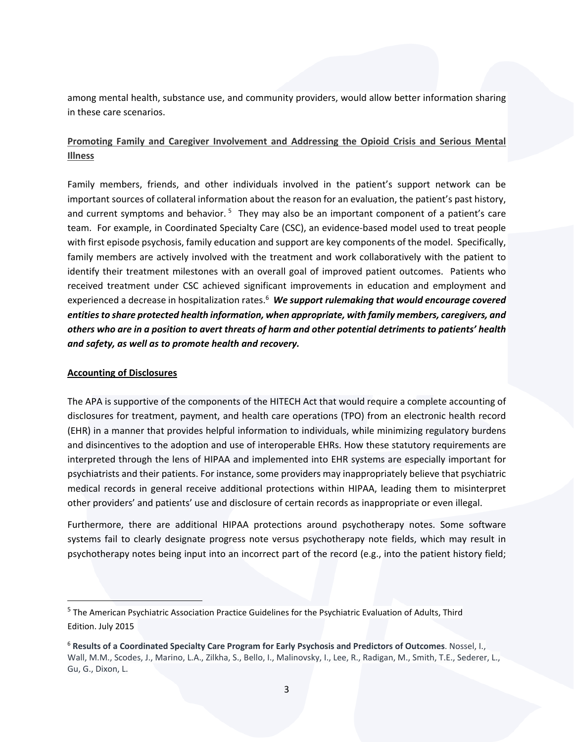among mental health, substance use, and community providers, would allow better information sharing in these care scenarios.

## Promoting Family and Caregiver Involvement and Addressing the Opioid Crisis and Serious Mental Illness

Family members, friends, and other individuals involved in the patient's support network can be important sources of collateral information about the reason for an evaluation, the patient's past history, and current symptoms and behavior.[5] They may also be an important component of a patient's care team. For example, in Coordinated Specialty Care (CSC), an evidence-based model used to treat people with first episode psychosis, family education and support are key components of the model. Specifically, family members are actively involved with the treatment and work collaboratively with the patient to identify their treatment milestones with an overall goal of improved patient outcomes. Patients who received treatment under CSC achieved significant improvements in education and employment and experienced a decrease in hospitalization rates.[6] ***We support rulemaking that would encourage covered entities to share protected health information, when appropriate, with family members, caregivers, and others who are in a position to avert threats of harm and other potential detriments to patients' health and safety, as well as to promote health and recovery.***

## Accounting of Disclosures

The APA is supportive of the components of the HITECH Act that would require a complete accounting of disclosures for treatment, payment, and health care operations (TPO) from an electronic health record (EHR) in a manner that provides helpful information to individuals, while minimizing regulatory burdens and disincentives to the adoption and use of interoperable EHRs. How these statutory requirements are interpreted through the lens of HIPAA and implemented into EHR systems are especially important for psychiatrists and their patients. For instance, some providers may inappropriately believe that psychiatric medical records in general receive additional protections within HIPAA, leading them to misinterpret other providers' and patients' use and disclosure of certain records as inappropriate or even illegal.

Furthermore, there are additional HIPAA protections around psychotherapy notes. Some software systems fail to clearly designate progress note versus psychotherapy note fields, which may result in psychotherapy notes being input into an incorrect part of the record (e.g., into the patient history field;

---

[5] The American Psychiatric Association Practice Guidelines for the Psychiatric Evaluation of Adults, Third Edition. July 2015

[6] **Results of a Coordinated Specialty Care Program for Early Psychosis and Predictors of Outcomes**. Nossel, I., Wall, M.M., Scodes, J., Marino, L.A., Zilkha, S., Bello, I., Malinovsky, I., Lee, R., Radigan, M., Smith, T.E., Sederer, L., Gu, G., Dixon, L.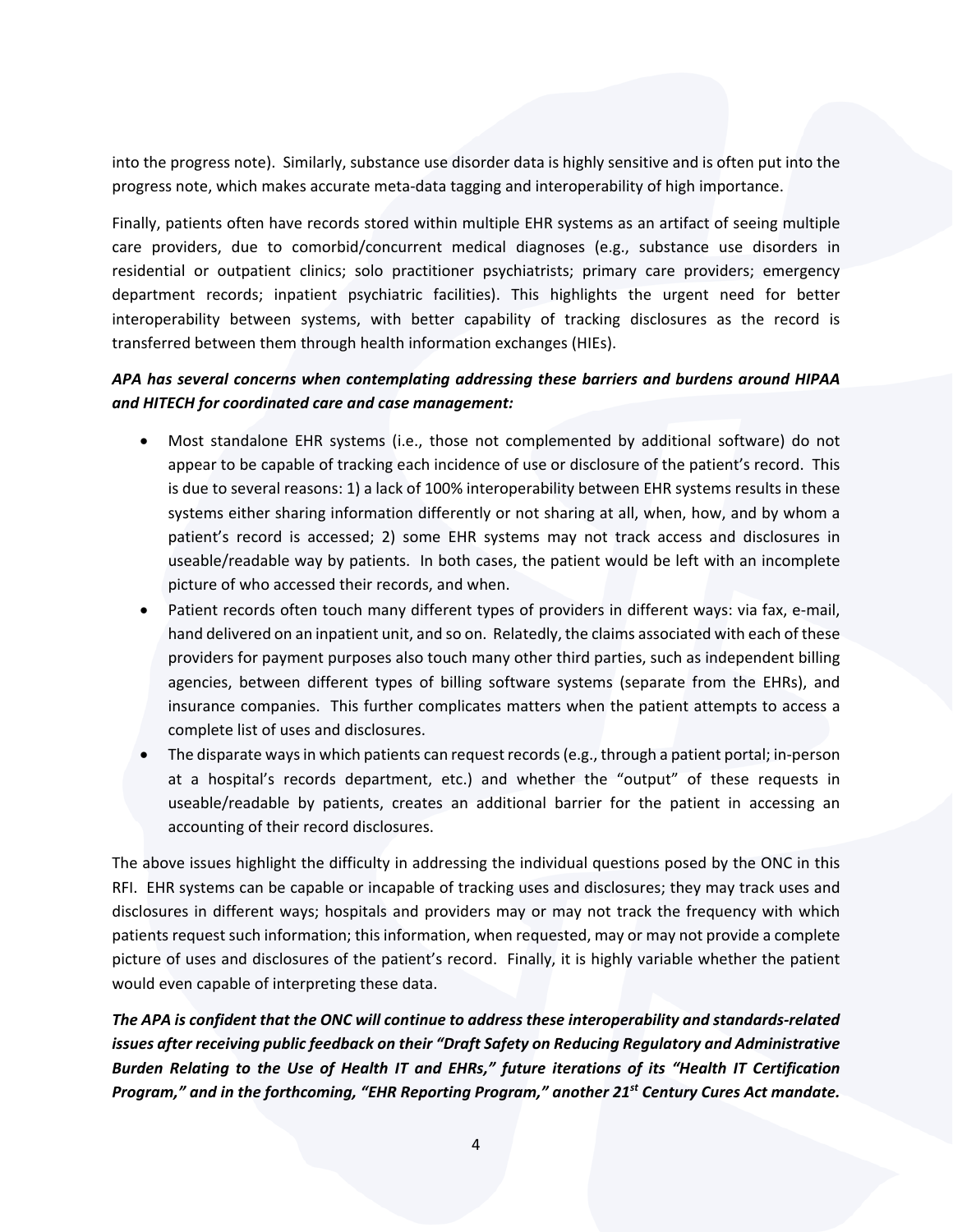into the progress note). Similarly, substance use disorder data is highly sensitive and is often put into the progress note, which makes accurate meta-data tagging and interoperability of high importance.

Finally, patients often have records stored within multiple EHR systems as an artifact of seeing multiple care providers, due to comorbid/concurrent medical diagnoses (e.g., substance use disorders in residential or outpatient clinics; solo practitioner psychiatrists; primary care providers; emergency department records; inpatient psychiatric facilities). This highlights the urgent need for better interoperability between systems, with better capability of tracking disclosures as the record is transferred between them through health information exchanges (HIEs).

***APA has several concerns when contemplating addressing these barriers and burdens around HIPAA and HITECH for coordinated care and case management:***

- Most standalone EHR systems (i.e., those not complemented by additional software) do not appear to be capable of tracking each incidence of use or disclosure of the patient's record. This is due to several reasons: 1) a lack of 100% interoperability between EHR systems results in these systems either sharing information differently or not sharing at all, when, how, and by whom a patient's record is accessed; 2) some EHR systems may not track access and disclosures in useable/readable way by patients. In both cases, the patient would be left with an incomplete picture of who accessed their records, and when.
- Patient records often touch many different types of providers in different ways: via fax, e-mail, hand delivered on an inpatient unit, and so on. Relatedly, the claims associated with each of these providers for payment purposes also touch many other third parties, such as independent billing agencies, between different types of billing software systems (separate from the EHRs), and insurance companies. This further complicates matters when the patient attempts to access a complete list of uses and disclosures.
- The disparate ways in which patients can request records (e.g., through a patient portal; in-person at a hospital's records department, etc.) and whether the "output" of these requests in useable/readable by patients, creates an additional barrier for the patient in accessing an accounting of their record disclosures.

The above issues highlight the difficulty in addressing the individual questions posed by the ONC in this RFI. EHR systems can be capable or incapable of tracking uses and disclosures; they may track uses and disclosures in different ways; hospitals and providers may or may not track the frequency with which patients request such information; this information, when requested, may or may not provide a complete picture of uses and disclosures of the patient's record. Finally, it is highly variable whether the patient would even capable of interpreting these data.

***The APA is confident that the ONC will continue to address these interoperability and standards-related issues after receiving public feedback on their "Draft Safety on Reducing Regulatory and Administrative Burden Relating to the Use of Health IT and EHRs," future iterations of its "Health IT Certification Program," and in the forthcoming, "EHR Reporting Program," another 21st Century Cures Act mandate.***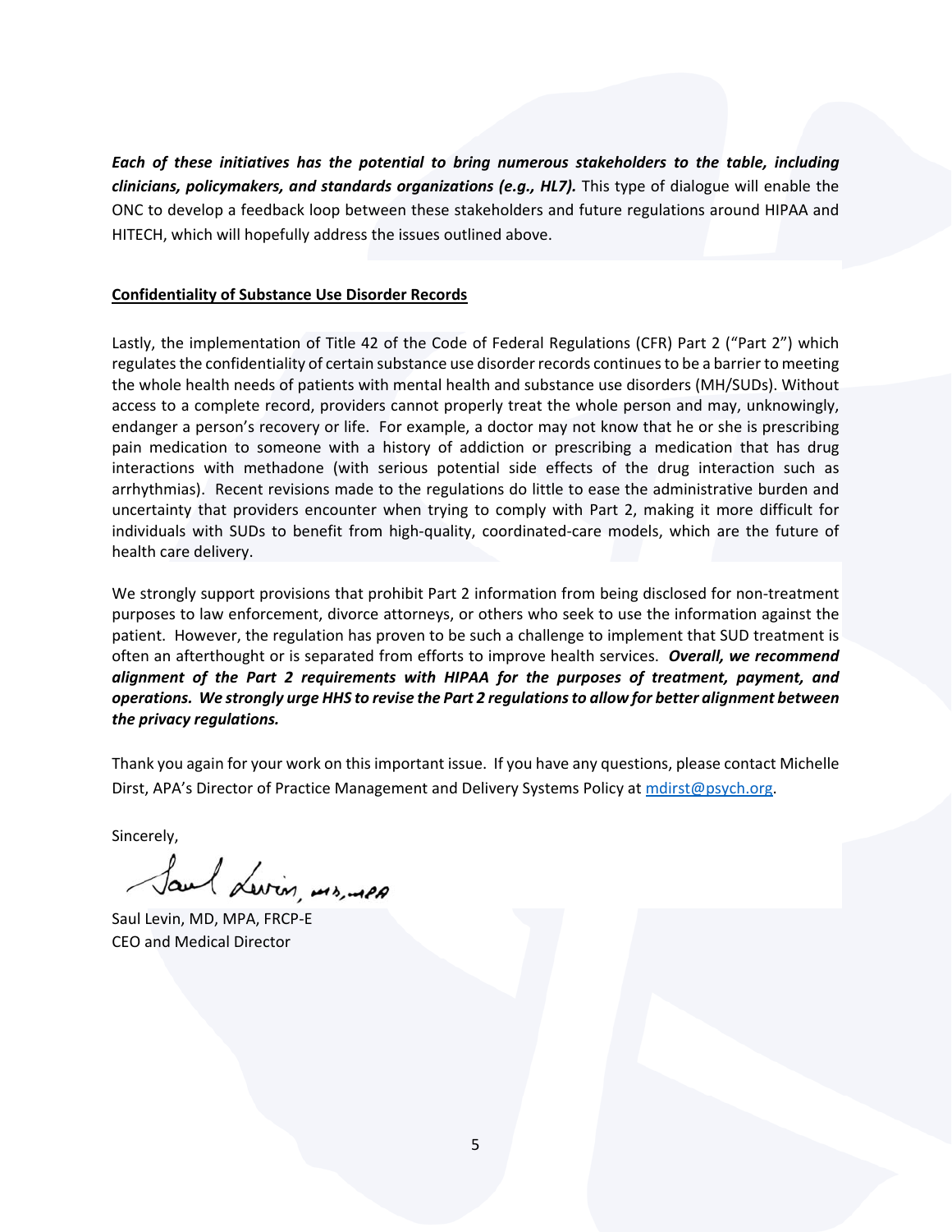***Each of these initiatives has the potential to bring numerous stakeholders to the table, including clinicians, policymakers, and standards organizations (e.g., HL7).*** This type of dialogue will enable the ONC to develop a feedback loop between these stakeholders and future regulations around HIPAA and HITECH, which will hopefully address the issues outlined above.

**Confidentiality of Substance Use Disorder Records**

Lastly, the implementation of Title 42 of the Code of Federal Regulations (CFR) Part 2 ("Part 2") which regulates the confidentiality of certain substance use disorder records continues to be a barrier to meeting the whole health needs of patients with mental health and substance use disorders (MH/SUDs). Without access to a complete record, providers cannot properly treat the whole person and may, unknowingly, endanger a person's recovery or life. For example, a doctor may not know that he or she is prescribing pain medication to someone with a history of addiction or prescribing a medication that has drug interactions with methadone (with serious potential side effects of the drug interaction such as arrhythmias). Recent revisions made to the regulations do little to ease the administrative burden and uncertainty that providers encounter when trying to comply with Part 2, making it more difficult for individuals with SUDs to benefit from high-quality, coordinated-care models, which are the future of health care delivery.

We strongly support provisions that prohibit Part 2 information from being disclosed for non-treatment purposes to law enforcement, divorce attorneys, or others who seek to use the information against the patient. However, the regulation has proven to be such a challenge to implement that SUD treatment is often an afterthought or is separated from efforts to improve health services. ***Overall, we recommend alignment of the Part 2 requirements with HIPAA for the purposes of treatment, payment, and operations. We strongly urge HHS to revise the Part 2 regulations to allow for better alignment between the privacy regulations.***

Thank you again for your work on this important issue. If you have any questions, please contact Michelle Dirst, APA's Director of Practice Management and Delivery Systems Policy at [mdirst@psych.org](mailto:mdirst@psych.org).

Sincerely,

Saul Levin, MD, MPA

Saul Levin, MD, MPA, FRCP-E
CEO and Medical Director